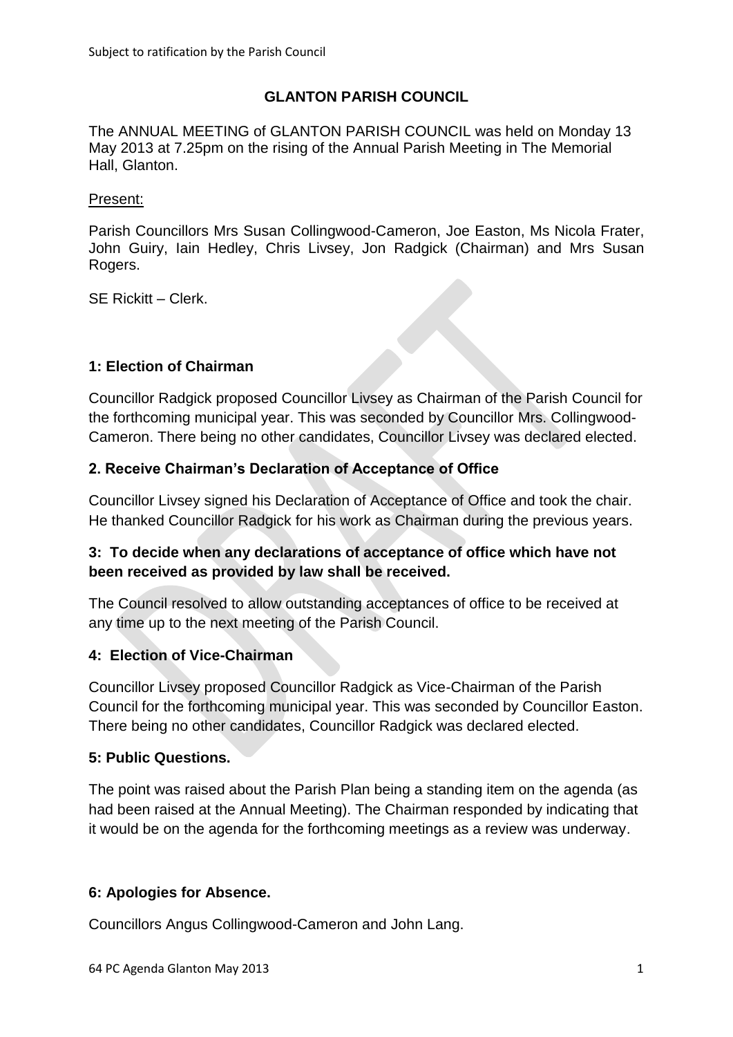# GLANTON PARISH COUNCIL

The ANNUAL MEETING of GLANTON PARISH COUNCIL was held on Monday 13 May 2013 at 7.25pm on the rising of the Annual Parish Meeting in The Memorial Hall, Glanton.

Present:

Parish Councillors Mrs Susan Collingwood-Cameron, Joe Easton, Ms Nicola Frater, John Guiry, Iain Hedley, Chris Livsey, Jon Radgick (Chairman) and Mrs Susan Rogers.

SE Rickitt – Clerk.

## 1: Election of Chairman

Councillor Radgick proposed Councillor Livsey as Chairman of the Parish Council for the forthcoming municipal year. This was seconded by Councillor Mrs. Collingwood-Cameron. There being no other candidates, Councillor Livsey was declared elected.

## 2. Receive Chairman's Declaration of Acceptance of Office

Councillor Livsey signed his Declaration of Acceptance of Office and took the chair. He thanked Councillor Radgick for his work as Chairman during the previous years.

## 3: To decide when any declarations of acceptance of office which have not been received as provided by law shall be received.

The Council resolved to allow outstanding acceptances of office to be received at any time up to the next meeting of the Parish Council.

## 4: Election of Vice-Chairman

Councillor Livsey proposed Councillor Radgick as Vice-Chairman of the Parish Council for the forthcoming municipal year. This was seconded by Councillor Easton. There being no other candidates, Councillor Radgick was declared elected.

## 5: Public Questions.

The point was raised about the Parish Plan being a standing item on the agenda (as had been raised at the Annual Meeting). The Chairman responded by indicating that it would be on the agenda for the forthcoming meetings as a review was underway.

## 6: Apologies for Absence.

Councillors Angus Collingwood-Cameron and John Lang.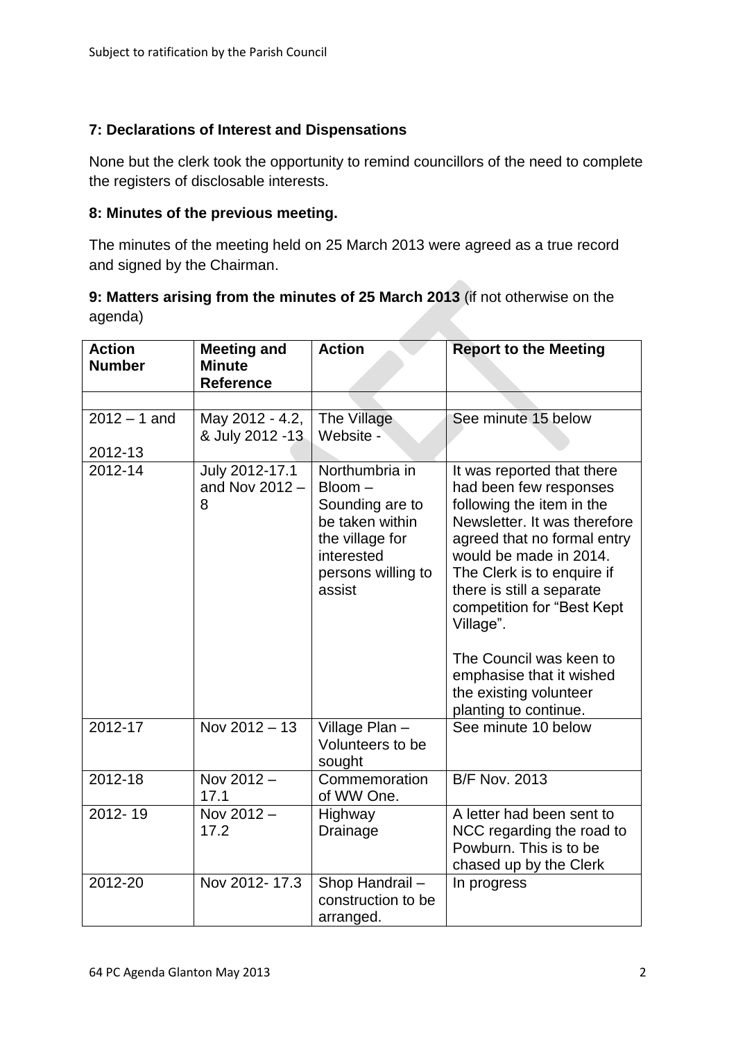### 7: Declarations of Interest and Dispensations

None but the clerk took the opportunity to remind councillors of the need to complete the registers of disclosable interests.

### 8: Minutes of the previous meeting.

The minutes of the meeting held on 25 March 2013 were agreed as a true record and signed by the Chairman.

### 9: Matters arising from the minutes of 25 March 2013 (if not otherwise on the agenda)

| Action Number | Meeting and Minute Reference | Action | Report to the Meeting |
|---|---|---|---|
| | | | |
| 2012 – 1 and 2012-13 | May 2012 - 4.2, & July 2012 -13 | The Village Website - | See minute 15 below |
| 2012-14 | July 2012-17.1 and Nov 2012 – 8 | Northumbria in Bloom – Sounding are to be taken within the village for interested persons willing to assist | It was reported that there had been few responses following the item in the Newsletter. It was therefore agreed that no formal entry would be made in 2014. The Clerk is to enquire if there is still a separate competition for "Best Kept Village". The Council was keen to emphasise that it wished the existing volunteer planting to continue. |
| 2012-17 | Nov 2012 – 13 | Village Plan – Volunteers to be sought | See minute 10 below |
| 2012-18 | Nov 2012 – 17.1 | Commemoration of WW One. | B/F Nov. 2013 |
| 2012- 19 | Nov 2012 – 17.2 | Highway Drainage | A letter had been sent to NCC regarding the road to Powburn. This is to be chased up by the Clerk |
| 2012-20 | Nov 2012- 17.3 | Shop Handrail – construction to be arranged. | In progress |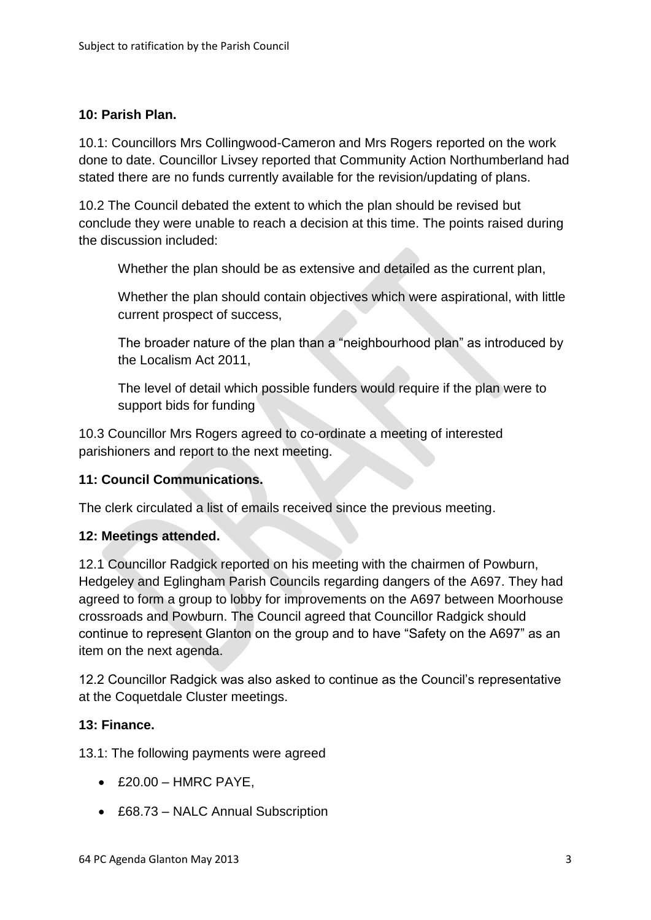## 10: Parish Plan.

10.1: Councillors Mrs Collingwood-Cameron and Mrs Rogers reported on the work done to date. Councillor Livsey reported that Community Action Northumberland had stated there are no funds currently available for the revision/updating of plans.

10.2 The Council debated the extent to which the plan should be revised but conclude they were unable to reach a decision at this time. The points raised during the discussion included:

Whether the plan should be as extensive and detailed as the current plan,

Whether the plan should contain objectives which were aspirational, with little current prospect of success,

The broader nature of the plan than a "neighbourhood plan" as introduced by the Localism Act 2011,

The level of detail which possible funders would require if the plan were to support bids for funding

10.3 Councillor Mrs Rogers agreed to co-ordinate a meeting of interested parishioners and report to the next meeting.

## 11: Council Communications.

The clerk circulated a list of emails received since the previous meeting.

## 12: Meetings attended.

12.1 Councillor Radgick reported on his meeting with the chairmen of Powburn, Hedgeley and Eglingham Parish Councils regarding dangers of the A697. They had agreed to form a group to lobby for improvements on the A697 between Moorhouse crossroads and Powburn. The Council agreed that Councillor Radgick should continue to represent Glanton on the group and to have "Safety on the A697" as an item on the next agenda.

12.2 Councillor Radgick was also asked to continue as the Council's representative at the Coquetdale Cluster meetings.

## 13: Finance.

13.1: The following payments were agreed

- £20.00 – HMRC PAYE,
- £68.73 – NALC Annual Subscription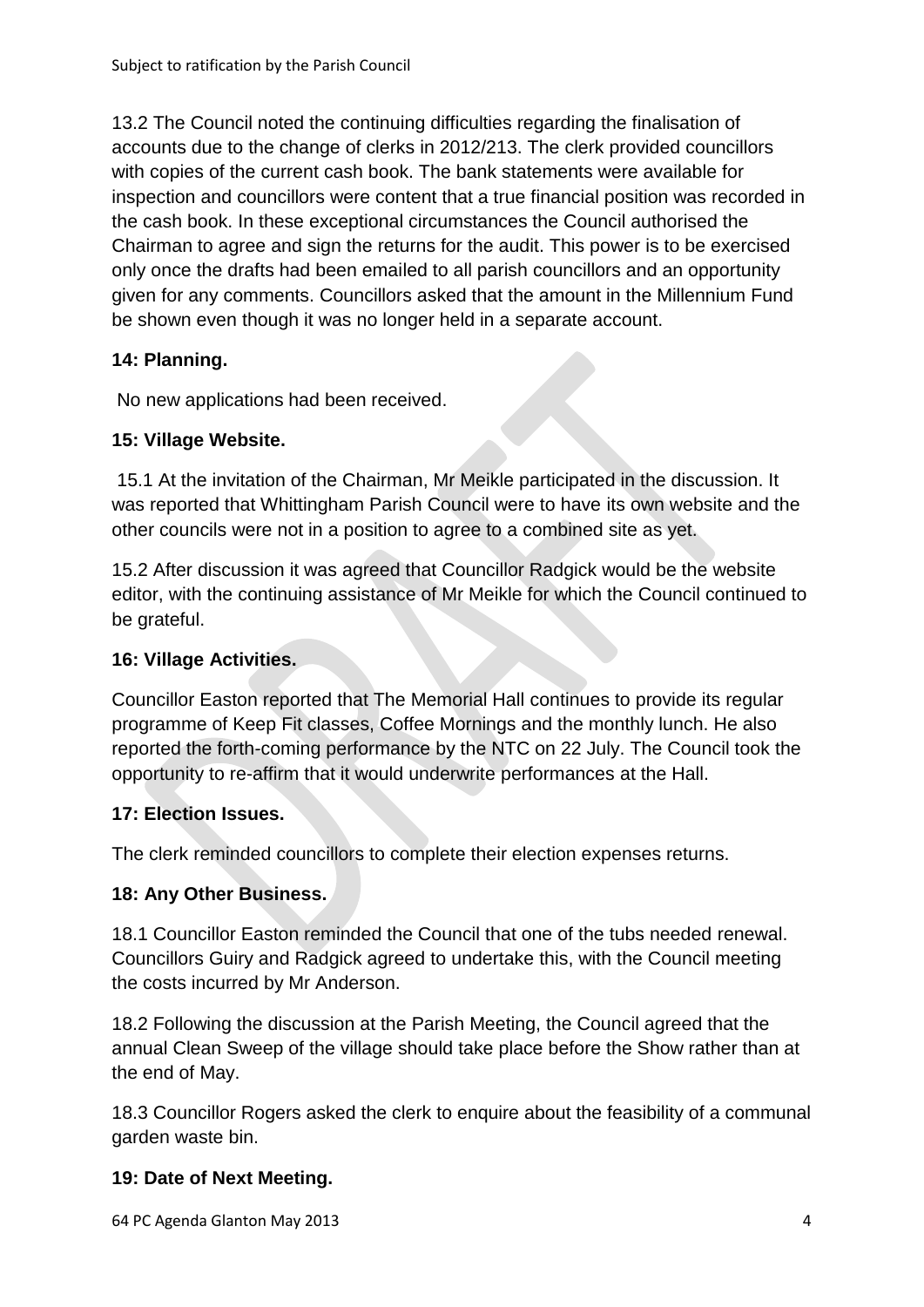13.2 The Council noted the continuing difficulties regarding the finalisation of accounts due to the change of clerks in 2012/213. The clerk provided councillors with copies of the current cash book. The bank statements were available for inspection and councillors were content that a true financial position was recorded in the cash book. In these exceptional circumstances the Council authorised the Chairman to agree and sign the returns for the audit. This power is to be exercised only once the drafts had been emailed to all parish councillors and an opportunity given for any comments. Councillors asked that the amount in the Millennium Fund be shown even though it was no longer held in a separate account.

**14: Planning.**

No new applications had been received.

**15: Village Website.**

15.1 At the invitation of the Chairman, Mr Meikle participated in the discussion. It was reported that Whittingham Parish Council were to have its own website and the other councils were not in a position to agree to a combined site as yet.

15.2 After discussion it was agreed that Councillor Radgick would be the website editor, with the continuing assistance of Mr Meikle for which the Council continued to be grateful.

**16: Village Activities.**

Councillor Easton reported that The Memorial Hall continues to provide its regular programme of Keep Fit classes, Coffee Mornings and the monthly lunch. He also reported the forth-coming performance by the NTC on 22 July. The Council took the opportunity to re-affirm that it would underwrite performances at the Hall.

**17: Election Issues.**

The clerk reminded councillors to complete their election expenses returns.

**18: Any Other Business.**

18.1 Councillor Easton reminded the Council that one of the tubs needed renewal. Councillors Guiry and Radgick agreed to undertake this, with the Council meeting the costs incurred by Mr Anderson.

18.2 Following the discussion at the Parish Meeting, the Council agreed that the annual Clean Sweep of the village should take place before the Show rather than at the end of May.

18.3 Councillor Rogers asked the clerk to enquire about the feasibility of a communal garden waste bin.

**19: Date of Next Meeting.**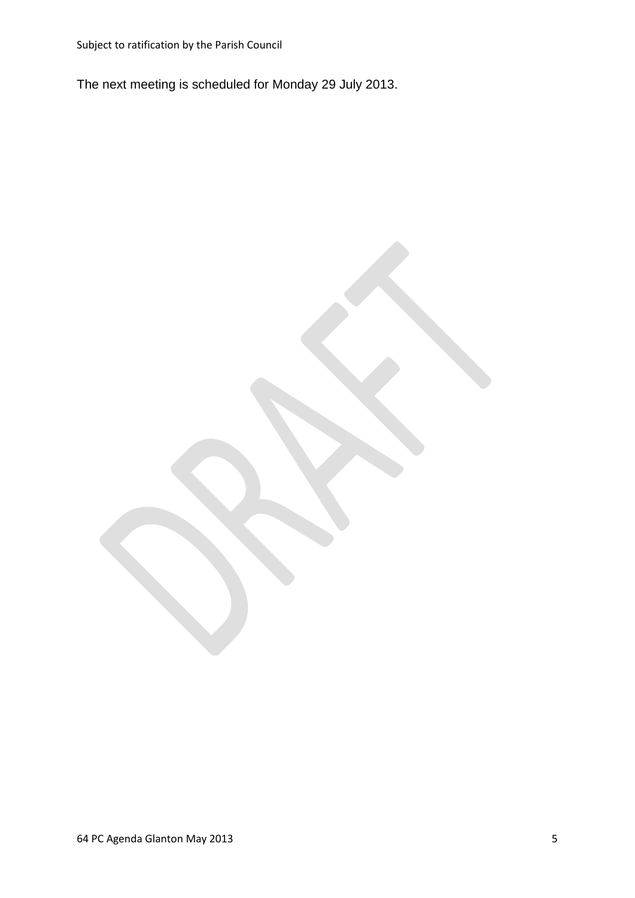The next meeting is scheduled for Monday 29 July 2013.